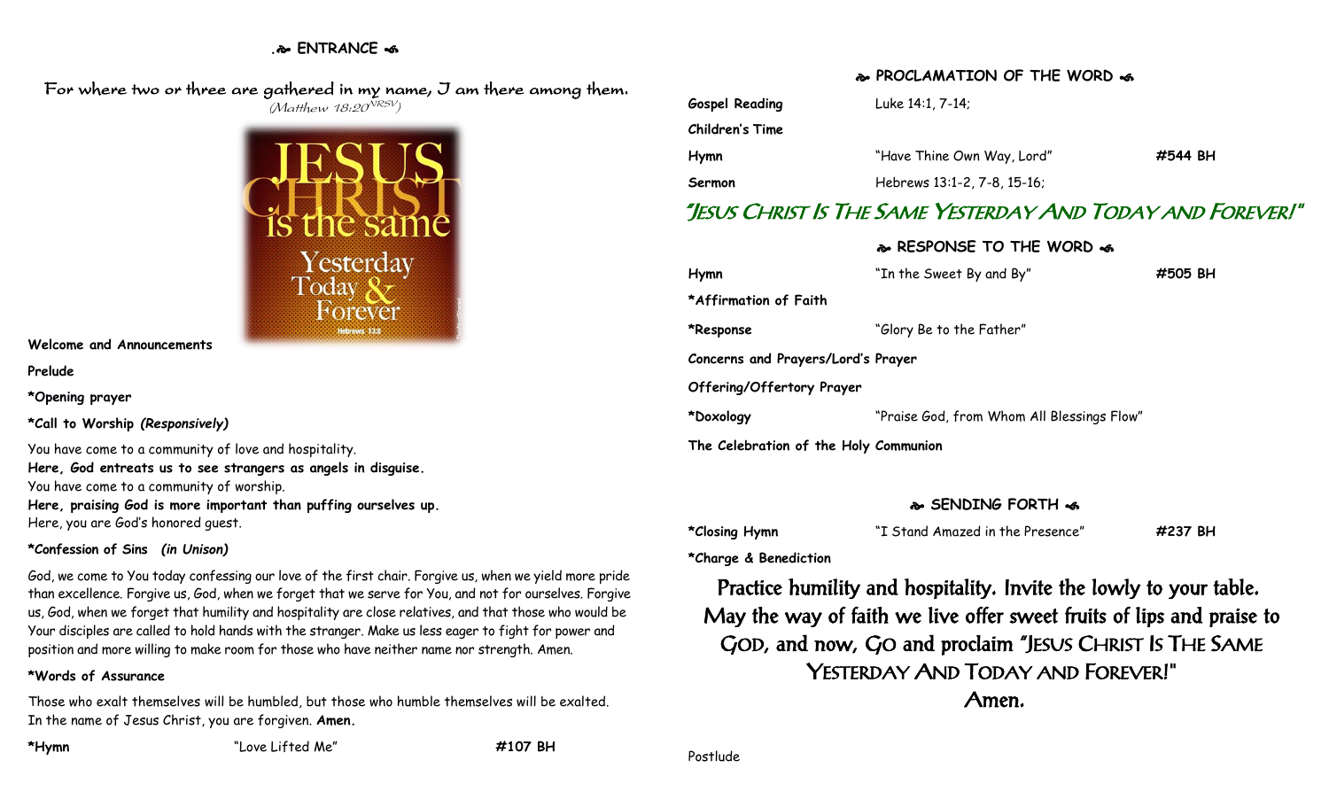## ENTRANCE

For where two or three are gathered in my name, I am there among them.
*(Matthew 18:20 NRSV)*

**Welcome and Announcements**

**Prelude**

**\*Opening prayer**

**\*Call to Worship** ***(Responsively)***

You have come to a community of love and hospitality.
**Here, God entreats us to see strangers as angels in disguise.**
You have come to a community of worship.
**Here, praising God is more important than puffing ourselves up.**
Here, you are God's honored guest.

**\*Confession of Sins** ***(in Unison)***

God, we come to You today confessing our love of the first chair. Forgive us, when we yield more pride than excellence. Forgive us, God, when we forget that we serve for You, and not for ourselves. Forgive us, God, when we forget that humility and hospitality are close relatives, and that those who would be Your disciples are called to hold hands with the stranger. Make us less eager to fight for power and position and more willing to make room for those who have neither name nor strength. Amen.

**\*Words of Assurance**

Those who exalt themselves will be humbled, but those who humble themselves will be exalted.
In the name of Jesus Christ, you are forgiven. **Amen.**

**\*Hymn** "Love Lifted Me" **#107 BH**

## PROCLAMATION OF THE WORD

**Gospel Reading** Luke 14:1, 7-14;

**Children's Time**

**Hymn** "Have Thine Own Way, Lord" **#544 BH**

**Sermon** Hebrews 13:1-2, 7-8, 15-16;

### "Jesus Christ Is The Same Yesterday And Today and Forever!"

## RESPONSE TO THE WORD

**Hymn** "In the Sweet By and By" **#505 BH**

**\*Affirmation of Faith**

**\*Response** "Glory Be to the Father"

**Concerns and Prayers/Lord's Prayer**

**Offering/Offertory Prayer**

**\*Doxology** "Praise God, from Whom All Blessings Flow"

**The Celebration of the Holy Communion**

## SENDING FORTH

**\*Closing Hymn** "I Stand Amazed in the Presence" **#237 BH**

**\*Charge & Benediction**

**Practice humility and hospitality. Invite the lowly to your table. May the way of faith we live offer sweet fruits of lips and praise to God, and now, Go and proclaim "Jesus Christ Is The Same Yesterday And Today and Forever!"**
**Amen.**

Postlude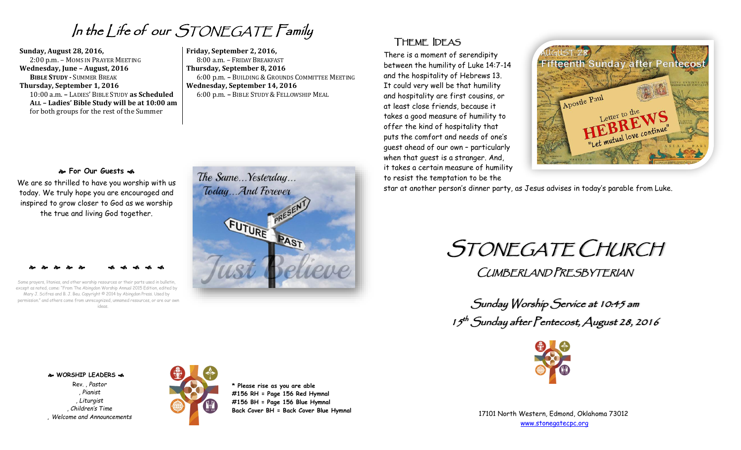# In the Life of our STONEGATE Family

**Sunday, August 28, 2016,**
2:00 p.m. – Moms in Prayer Meeting
**Wednesday, June – August, 2016**
**Bible Study -** Summer Break
**Thursday, September 1, 2016**
10:00 a.m. – Ladies' Bible Study **as Scheduled**
**All – Ladies' Bible Study will be at 10:00 am** for both groups for the rest of the Summer

**Friday, September 2, 2016,**
8:00 a.m. – Friday Breakfast
**Thursday, September 8, 2016**
6:00 p.m. – Building & Grounds Committee Meeting
**Wednesday, September 14, 2016**
6:00 p.m. – Bible Study & Fellowship Meal

## For Our Guests

We are so thrilled to have you worship with us today. We truly hope you are encouraged and inspired to grow closer to God as we worship the true and living God together.

Some prayers, litanies, and other worship resources or their parts used in bulletin, except as noted, come: "From The Abingdon Worship Annual 2015 Edition, edited by Mary J. Scifres and B. J. Beu. Copyright © 2014 by Abingdon Press. Used by permission." and others come from unrecognized, unnamed resources, or are our own ideas.

## WORSHIP LEADERS

Rev. , *Pastor*
, *Pianist*
, *Liturgist*
, *Children's Time*
, *Welcome and Announcements*

**\* Please rise as you are able**
**#156 RH = Page 156 Red Hymnal**
**#156 BH = Page 156 Blue Hymnal**
**Back Cover BH = Back Cover Blue Hymnal**

## Theme Ideas

There is a moment of serendipity between the humility of Luke 14:7-14 and the hospitality of Hebrews 13. It could very well be that humility and hospitality are first cousins, or at least close friends, because it takes a good measure of humility to offer the kind of hospitality that puts the comfort and needs of one's guest ahead of our own – particularly when that guest is a stranger. And, it takes a certain measure of humility to resist the temptation to be the star at another person's dinner party, as Jesus advises in today's parable from Luke.

# STONEGATE CHURCH

## CUMBERLAND PRESBYTERIAN

### Sunday Worship Service at 10:45 am
### 15th Sunday after Pentecost, August 28, 2016

17101 North Western, Edmond, Oklahoma 73012
www.stonegatecpc.org